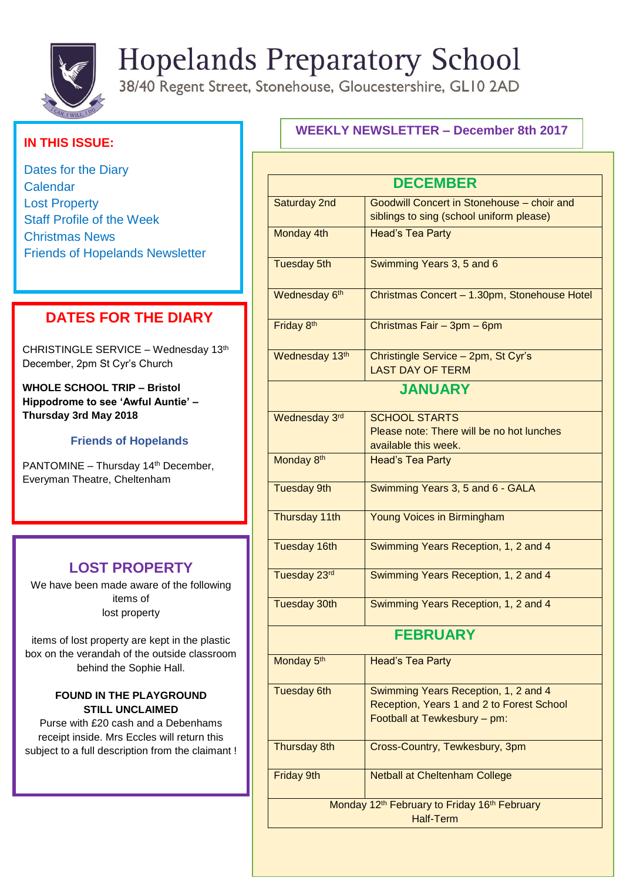# Hopelands Preparatory School

38/40 Regent Street, Stonehouse, Gloucestershire, GL10 2AD

## IN THIS ISSUE:

Dates for the Diary
Calendar
Lost Property
Staff Profile of the Week
Christmas News
Friends of Hopelands Newsletter

## DATES FOR THE DIARY

CHRISTINGLE SERVICE – Wednesday 13th December, 2pm St Cyr's Church

**WHOLE SCHOOL TRIP – Bristol Hippodrome to see 'Awful Auntie' – Thursday 3rd May 2018**

### Friends of Hopelands

PANTOMINE – Thursday 14th December, Everyman Theatre, Cheltenham

## LOST PROPERTY

We have been made aware of the following items of lost property

items of lost property are kept in the plastic box on the verandah of the outside classroom behind the Sophie Hall.

**FOUND IN THE PLAYGROUND STILL UNCLAIMED**

Purse with £20 cash and a Debenhams receipt inside. Mrs Eccles will return this subject to a full description from the claimant !

## WEEKLY NEWSLETTER – December 8th 2017

| DECEMBER | |
|---|---|
| Saturday 2nd | Goodwill Concert in Stonehouse – choir and siblings to sing (school uniform please) |
| Monday 4th | Head's Tea Party |
| Tuesday 5th | Swimming Years 3, 5 and 6 |
| Wednesday 6th | Christmas Concert – 1.30pm, Stonehouse Hotel |
| Friday 8th | Christmas Fair – 3pm – 6pm |
| Wednesday 13th | Christingle Service – 2pm, St Cyr's<br>LAST DAY OF TERM |
| **JANUARY** | |
| Wednesday 3rd | SCHOOL STARTS<br>Please note: There will be no hot lunches available this week. |
| Monday 8th | Head's Tea Party |
| Tuesday 9th | Swimming Years 3, 5 and 6 - GALA |
| Thursday 11th | Young Voices in Birmingham |
| Tuesday 16th | Swimming Years Reception, 1, 2 and 4 |
| Tuesday 23rd | Swimming Years Reception, 1, 2 and 4 |
| Tuesday 30th | Swimming Years Reception, 1, 2 and 4 |
| **FEBRUARY** | |
| Monday 5th | Head's Tea Party |
| Tuesday 6th | Swimming Years Reception, 1, 2 and 4<br>Reception, Years 1 and 2 to Forest School<br>Football at Tewkesbury – pm: |
| Thursday 8th | Cross-Country, Tewkesbury, 3pm |
| Friday 9th | Netball at Cheltenham College |
| Monday 12th February to Friday 16th February<br>Half-Term | |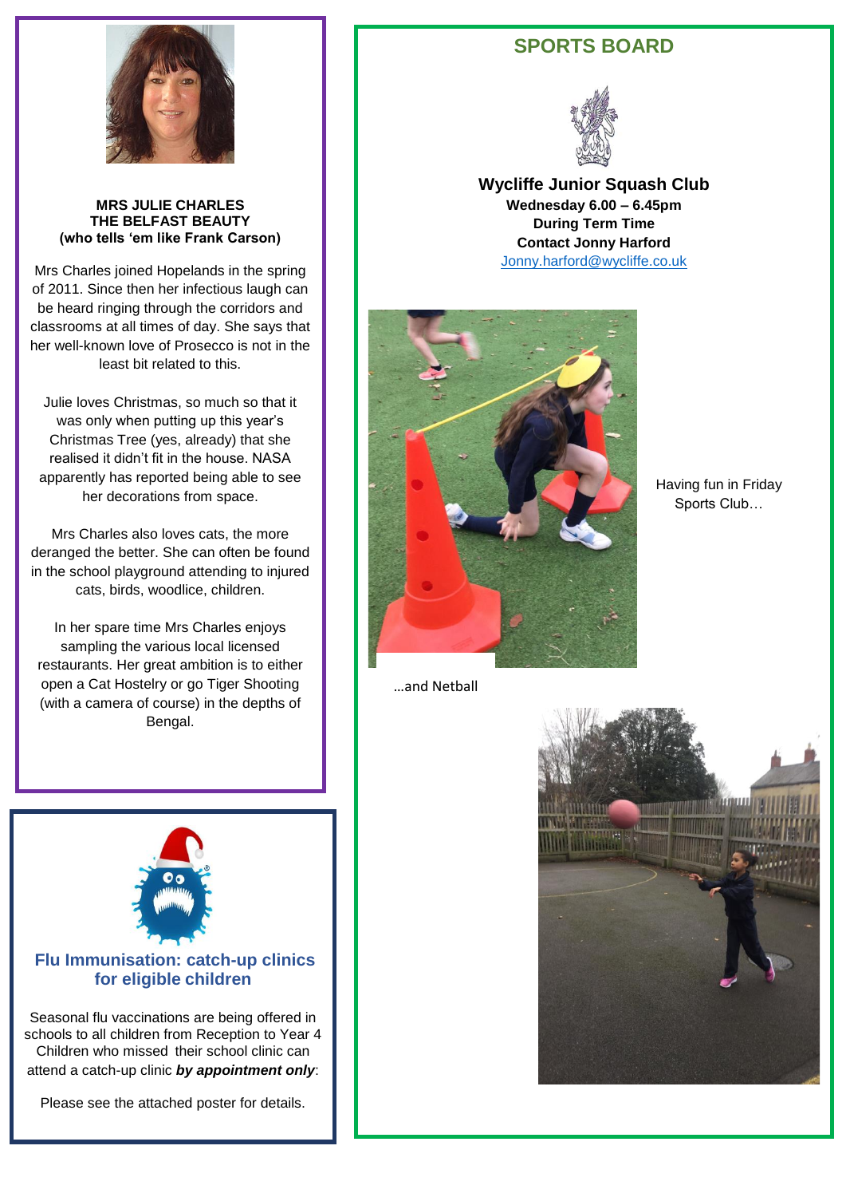**MRS JULIE CHARLES**
**THE BELFAST BEAUTY**
**(who tells 'em like Frank Carson)**

Mrs Charles joined Hopelands in the spring of 2011. Since then her infectious laugh can be heard ringing through the corridors and classrooms at all times of day. She says that her well-known love of Prosecco is not in the least bit related to this.

Julie loves Christmas, so much so that it was only when putting up this year's Christmas Tree (yes, already) that she realised it didn't fit in the house. NASA apparently has reported being able to see her decorations from space.

Mrs Charles also loves cats, the more deranged the better. She can often be found in the school playground attending to injured cats, birds, woodlice, children.

In her spare time Mrs Charles enjoys sampling the various local licensed restaurants. Her great ambition is to either open a Cat Hostelry or go Tiger Shooting (with a camera of course) in the depths of Bengal.

## Flu Immunisation: catch-up clinics for eligible children

Seasonal flu vaccinations are being offered in schools to all children from Reception to Year 4 Children who missed their school clinic can attend a catch-up clinic ***by appointment only***:

Please see the attached poster for details.

## SPORTS BOARD

**Wycliffe Junior Squash Club**
**Wednesday 6.00 – 6.45pm**
**During Term Time**
**Contact Jonny Harford**
Jonny.harford@wycliffe.co.uk

Having fun in Friday Sports Club…

…and Netball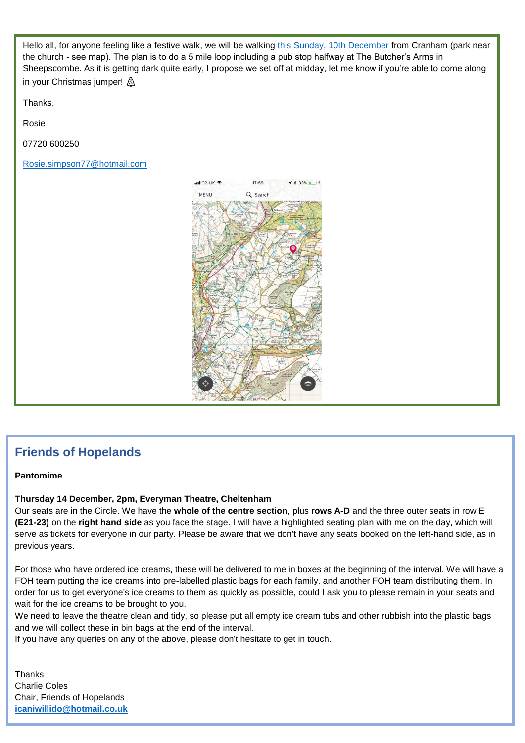Hello all, for anyone feeling like a festive walk, we will be walking this Sunday, 10th December from Cranham (park near the church - see map). The plan is to do a 5 mile loop including a pub stop halfway at The Butcher's Arms in Sheepscombe. As it is getting dark quite early, I propose we set off at midday, let me know if you're able to come along in your Christmas jumper! 🎄

Thanks,

Rosie

07720 600250

Rosie.simpson77@hotmail.com

## Friends of Hopelands

**Pantomime**

**Thursday 14 December, 2pm, Everyman Theatre, Cheltenham**
Our seats are in the Circle. We have the **whole of the centre section**, plus **rows A-D** and the three outer seats in row E **(E21-23)** on the **right hand side** as you face the stage. I will have a highlighted seating plan with me on the day, which will serve as tickets for everyone in our party. Please be aware that we don't have any seats booked on the left-hand side, as in previous years.

For those who have ordered ice creams, these will be delivered to me in boxes at the beginning of the interval. We will have a FOH team putting the ice creams into pre-labelled plastic bags for each family, and another FOH team distributing them. In order for us to get everyone's ice creams to them as quickly as possible, could I ask you to please remain in your seats and wait for the ice creams to be brought to you.
We need to leave the theatre clean and tidy, so please put all empty ice cream tubs and other rubbish into the plastic bags and we will collect these in bin bags at the end of the interval.
If you have any queries on any of the above, please don't hesitate to get in touch.

Thanks
Charlie Coles
Chair, Friends of Hopelands
**icaniwillido@hotmail.co.uk**